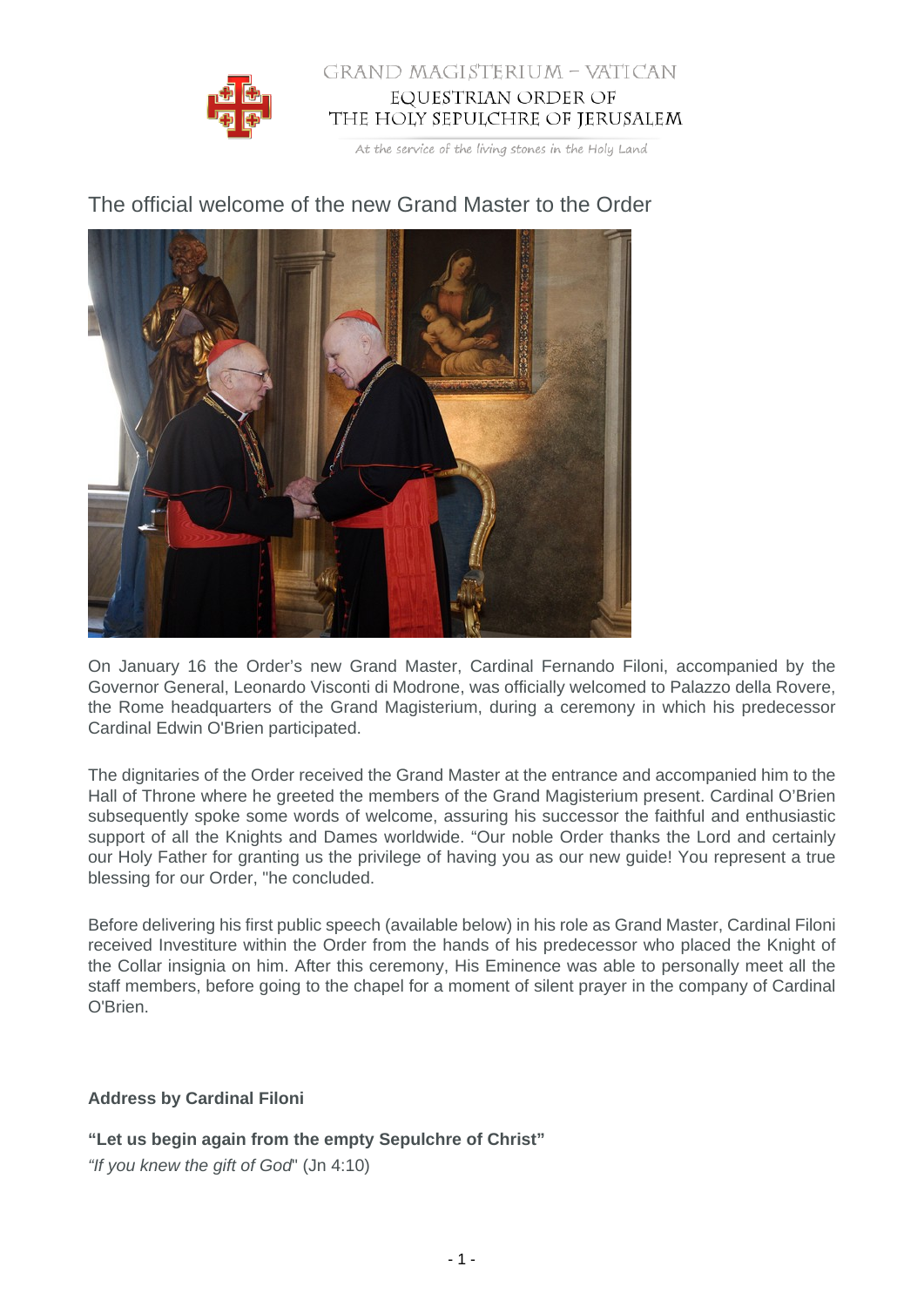GRAND MAGISTERIUM – VATICAN

EQUESTRIAN ORDER OF THE HOLY SEPULCHRE OF JERUSALEM

At the service of the living stones in the Holy Land

# The official welcome of the new Grand Master to the Order

On January 16 the Order's new Grand Master, Cardinal Fernando Filoni, accompanied by the Governor General, Leonardo Visconti di Modrone, was officially welcomed to Palazzo della Rovere, the Rome headquarters of the Grand Magisterium, during a ceremony in which his predecessor Cardinal Edwin O'Brien participated.

The dignitaries of the Order received the Grand Master at the entrance and accompanied him to the Hall of Throne where he greeted the members of the Grand Magisterium present. Cardinal O'Brien subsequently spoke some words of welcome, assuring his successor the faithful and enthusiastic support of all the Knights and Dames worldwide. "Our noble Order thanks the Lord and certainly our Holy Father for granting us the privilege of having you as our new guide! You represent a true blessing for our Order, "he concluded.

Before delivering his first public speech (available below) in his role as Grand Master, Cardinal Filoni received Investiture within the Order from the hands of his predecessor who placed the Knight of the Collar insignia on him. After this ceremony, His Eminence was able to personally meet all the staff members, before going to the chapel for a moment of silent prayer in the company of Cardinal O'Brien.

**Address by Cardinal Filoni**

**"Let us begin again from the empty Sepulchre of Christ"**

*"If you knew the gift of God*" (Jn 4:10)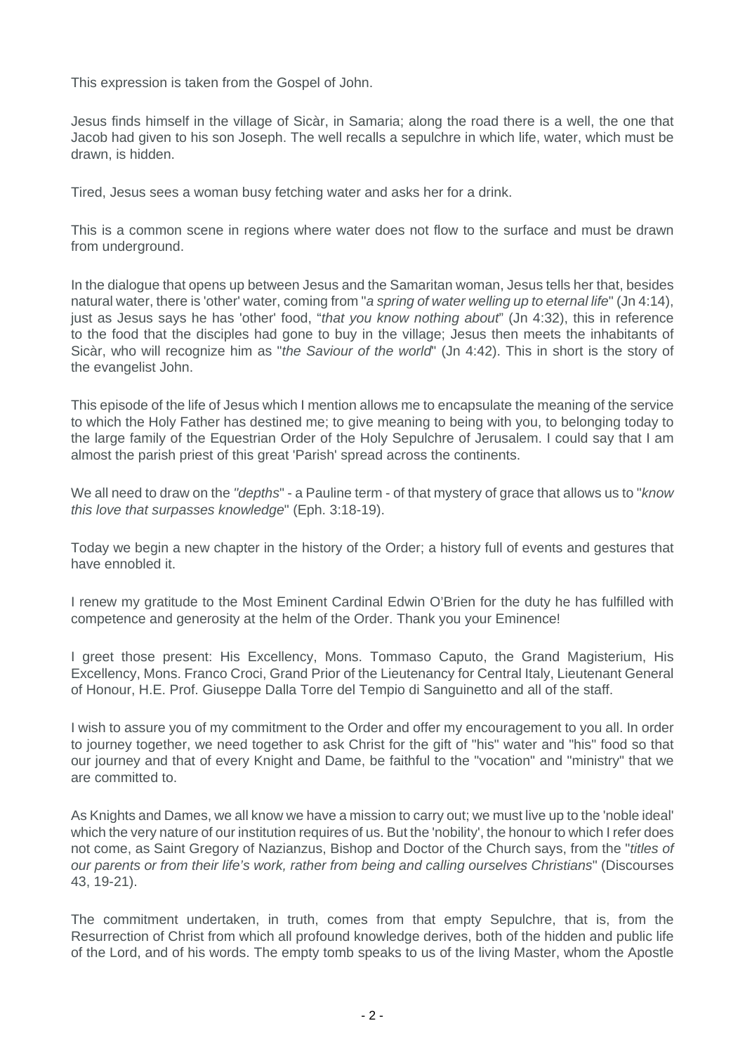This expression is taken from the Gospel of John.

Jesus finds himself in the village of Sicàr, in Samaria; along the road there is a well, the one that Jacob had given to his son Joseph. The well recalls a sepulchre in which life, water, which must be drawn, is hidden.

Tired, Jesus sees a woman busy fetching water and asks her for a drink.

This is a common scene in regions where water does not flow to the surface and must be drawn from underground.

In the dialogue that opens up between Jesus and the Samaritan woman, Jesus tells her that, besides natural water, there is 'other' water, coming from "*a spring of water welling up to eternal life*" (Jn 4:14), just as Jesus says he has 'other' food, "*that you know nothing about*" (Jn 4:32), this in reference to the food that the disciples had gone to buy in the village; Jesus then meets the inhabitants of Sicàr, who will recognize him as "*the Saviour of the world*" (Jn 4:42). This in short is the story of the evangelist John.

This episode of the life of Jesus which I mention allows me to encapsulate the meaning of the service to which the Holy Father has destined me; to give meaning to being with you, to belonging today to the large family of the Equestrian Order of the Holy Sepulchre of Jerusalem. I could say that I am almost the parish priest of this great 'Parish' spread across the continents.

We all need to draw on the *"depths*" - a Pauline term - of that mystery of grace that allows us to "*know this love that surpasses knowledge*" (Eph. 3:18-19).

Today we begin a new chapter in the history of the Order; a history full of events and gestures that have ennobled it.

I renew my gratitude to the Most Eminent Cardinal Edwin O'Brien for the duty he has fulfilled with competence and generosity at the helm of the Order. Thank you your Eminence!

I greet those present: His Excellency, Mons. Tommaso Caputo, the Grand Magisterium, His Excellency, Mons. Franco Croci, Grand Prior of the Lieutenancy for Central Italy, Lieutenant General of Honour, H.E. Prof. Giuseppe Dalla Torre del Tempio di Sanguinetto and all of the staff.

I wish to assure you of my commitment to the Order and offer my encouragement to you all. In order to journey together, we need together to ask Christ for the gift of "his" water and "his" food so that our journey and that of every Knight and Dame, be faithful to the "vocation" and "ministry" that we are committed to.

As Knights and Dames, we all know we have a mission to carry out; we must live up to the 'noble ideal' which the very nature of our institution requires of us. But the 'nobility', the honour to which I refer does not come, as Saint Gregory of Nazianzus, Bishop and Doctor of the Church says, from the "*titles of our parents or from their life's work, rather from being and calling ourselves Christians*" (Discourses 43, 19-21).

The commitment undertaken, in truth, comes from that empty Sepulchre, that is, from the Resurrection of Christ from which all profound knowledge derives, both of the hidden and public life of the Lord, and of his words. The empty tomb speaks to us of the living Master, whom the Apostle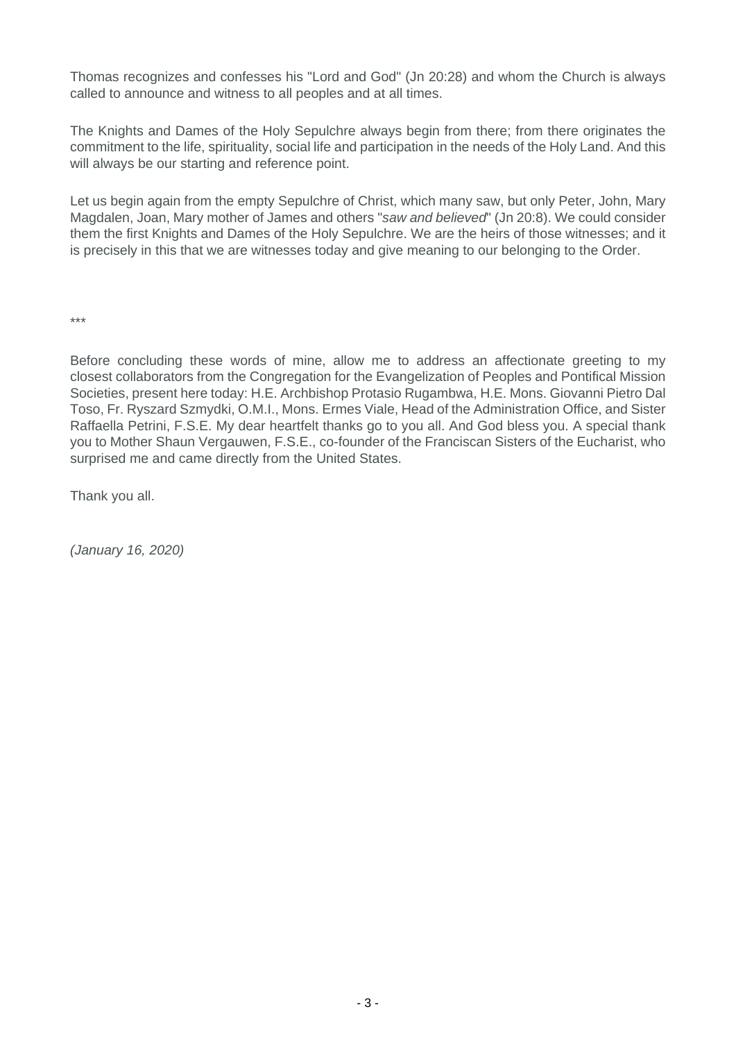Thomas recognizes and confesses his "Lord and God" (Jn 20:28) and whom the Church is always called to announce and witness to all peoples and at all times.

The Knights and Dames of the Holy Sepulchre always begin from there; from there originates the commitment to the life, spirituality, social life and participation in the needs of the Holy Land. And this will always be our starting and reference point.

Let us begin again from the empty Sepulchre of Christ, which many saw, but only Peter, John, Mary Magdalen, Joan, Mary mother of James and others "*saw and believed*" (Jn 20:8). We could consider them the first Knights and Dames of the Holy Sepulchre. We are the heirs of those witnesses; and it is precisely in this that we are witnesses today and give meaning to our belonging to the Order.

***

Before concluding these words of mine, allow me to address an affectionate greeting to my closest collaborators from the Congregation for the Evangelization of Peoples and Pontifical Mission Societies, present here today: H.E. Archbishop Protasio Rugambwa, H.E. Mons. Giovanni Pietro Dal Toso, Fr. Ryszard Szmydki, O.M.I., Mons. Ermes Viale, Head of the Administration Office, and Sister Raffaella Petrini, F.S.E. My dear heartfelt thanks go to you all. And God bless you. A special thank you to Mother Shaun Vergauwen, F.S.E., co-founder of the Franciscan Sisters of the Eucharist, who surprised me and came directly from the United States.

Thank you all.

*(January 16, 2020)*